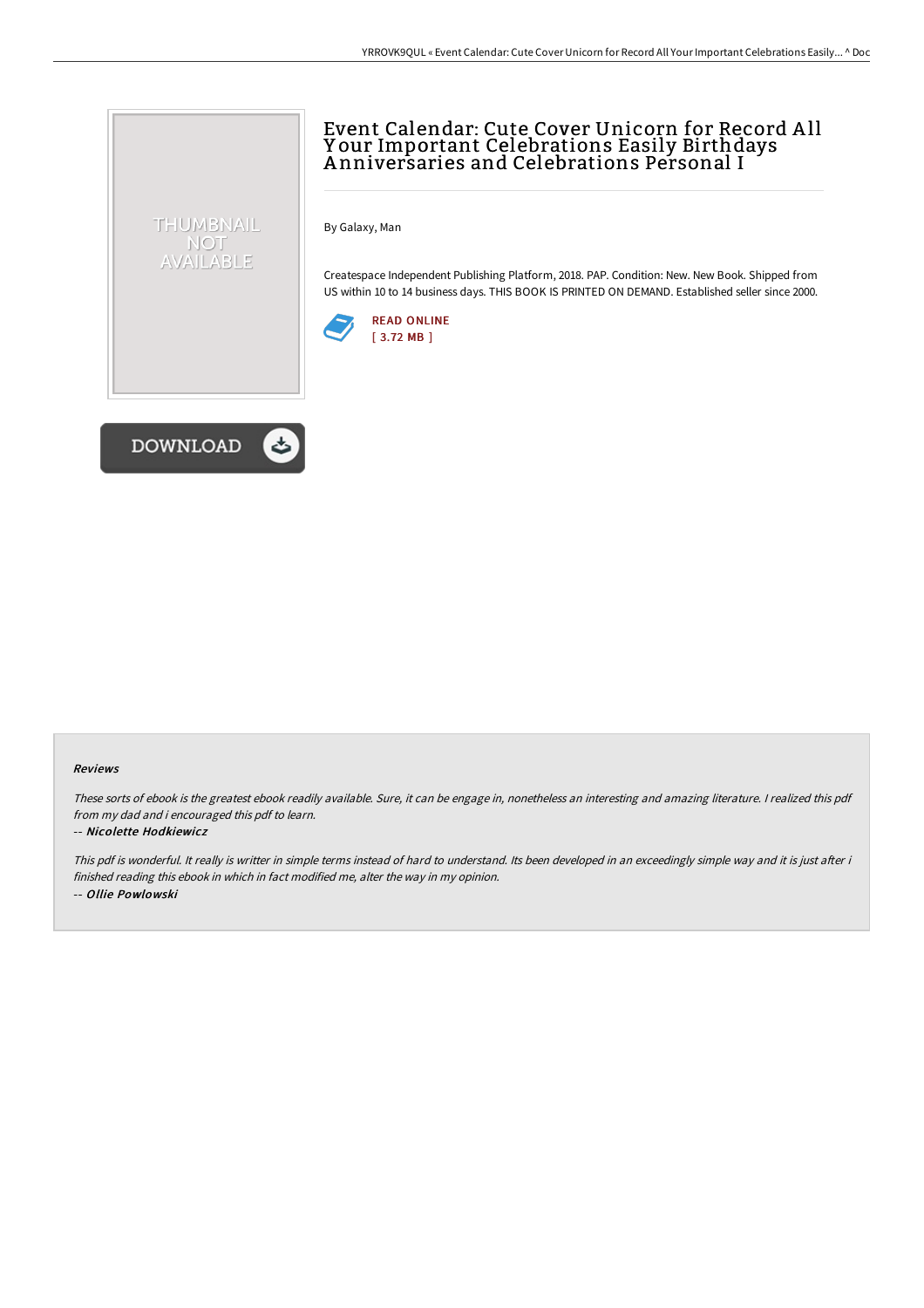# Event Calendar: Cute Cover Unicorn for Record All Your Important Celebrations Easily Birthdays Anniversaries and Celebrations Personal I

By Galaxy, Man

Createspace Independent Publishing Platform, 2018. PAP. Condition: New. New Book. Shipped from US within 10 to 14 business days. THIS BOOK IS PRINTED ON DEMAND. Established seller since 2000.

READ ONLINE
[ 3.72 MB ]

DOWNLOAD

### Reviews

*These sorts of ebook is the greatest ebook readily available. Sure, it can be engage in, nonetheless an interesting and amazing literature. I realized this pdf from my dad and i encouraged this pdf to learn.*

-- ***Nicolette Hodkiewicz***

*This pdf is wonderful. It really is writter in simple terms instead of hard to understand. Its been developed in an exceedingly simple way and it is just after i finished reading this ebook in which in fact modified me, alter the way in my opinion.*

-- ***Ollie Powlowski***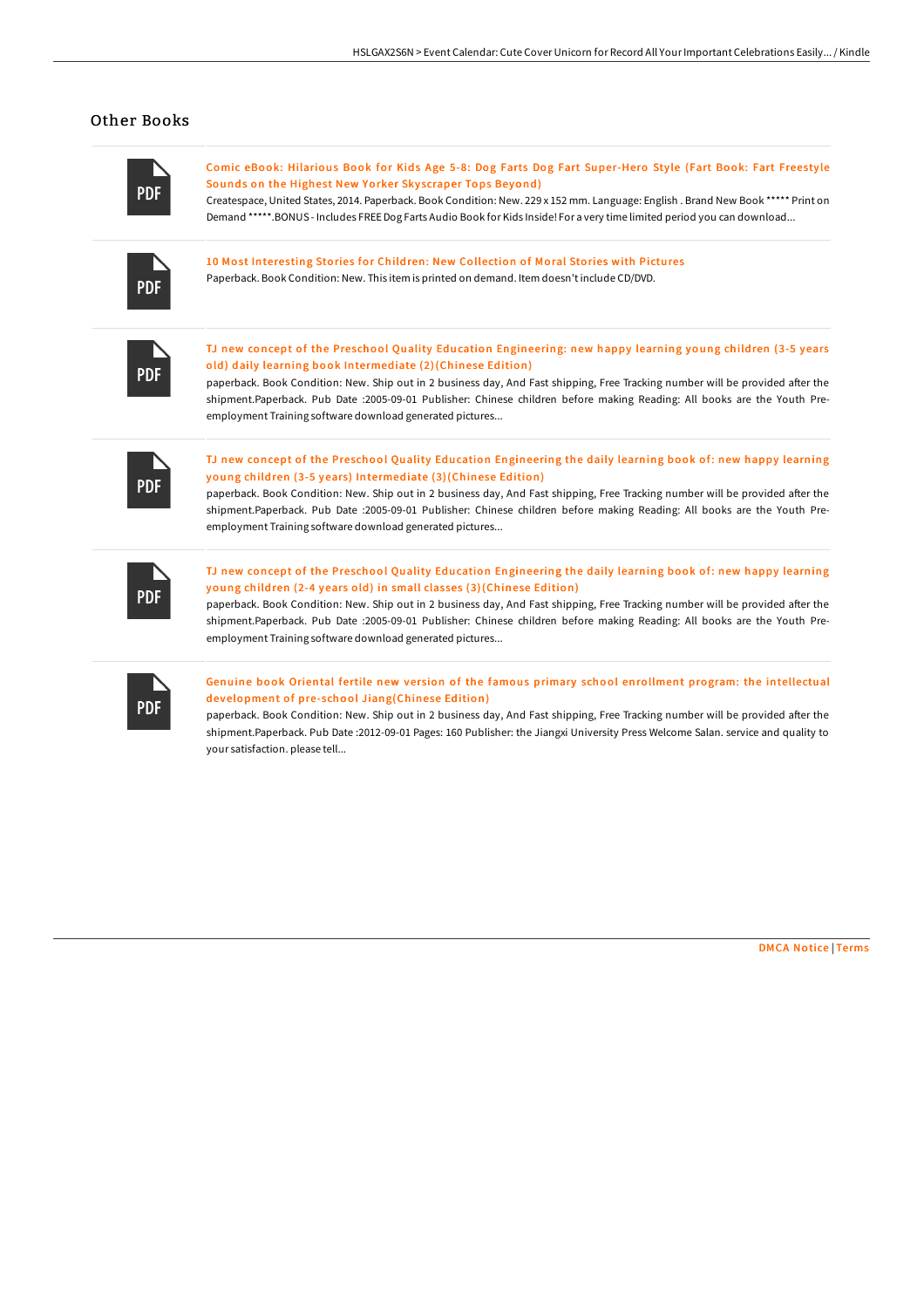## Other Books

**Comic eBook: Hilarious Book for Kids Age 5-8: Dog Farts Dog Fart Super-Hero Style (Fart Book: Fart Freestyle Sounds on the Highest New Yorker Skyscraper Tops Beyond)**

Createspace, United States, 2014. Paperback. Book Condition: New. 229 x 152 mm. Language: English . Brand New Book ***** Print on Demand *****.BONUS - Includes FREE Dog Farts Audio Book for Kids Inside! For a very time limited period you can download...

**10 Most Interesting Stories for Children: New Collection of Moral Stories with Pictures**

Paperback. Book Condition: New. This item is printed on demand. Item doesn't include CD/DVD.

**TJ new concept of the Preschool Quality Education Engineering: new happy learning young children (3-5 years old) daily learning book Intermediate (2)(Chinese Edition)**

paperback. Book Condition: New. Ship out in 2 business day, And Fast shipping, Free Tracking number will be provided after the shipment.Paperback. Pub Date :2005-09-01 Publisher: Chinese children before making Reading: All books are the Youth Pre-employment Training software download generated pictures...

**TJ new concept of the Preschool Quality Education Engineering the daily learning book of: new happy learning young children (3-5 years) Intermediate (3)(Chinese Edition)**

paperback. Book Condition: New. Ship out in 2 business day, And Fast shipping, Free Tracking number will be provided after the shipment.Paperback. Pub Date :2005-09-01 Publisher: Chinese children before making Reading: All books are the Youth Pre-employment Training software download generated pictures...

**TJ new concept of the Preschool Quality Education Engineering the daily learning book of: new happy learning young children (2-4 years old) in small classes (3)(Chinese Edition)**

paperback. Book Condition: New. Ship out in 2 business day, And Fast shipping, Free Tracking number will be provided after the shipment.Paperback. Pub Date :2005-09-01 Publisher: Chinese children before making Reading: All books are the Youth Pre-employment Training software download generated pictures...

**Genuine book Oriental fertile new version of the famous primary school enrollment program: the intellectual development of pre-school Jiang(Chinese Edition)**

paperback. Book Condition: New. Ship out in 2 business day, And Fast shipping, Free Tracking number will be provided after the shipment.Paperback. Pub Date :2012-09-01 Pages: 160 Publisher: the Jiangxi University Press Welcome Salan. service and quality to your satisfaction. please tell...